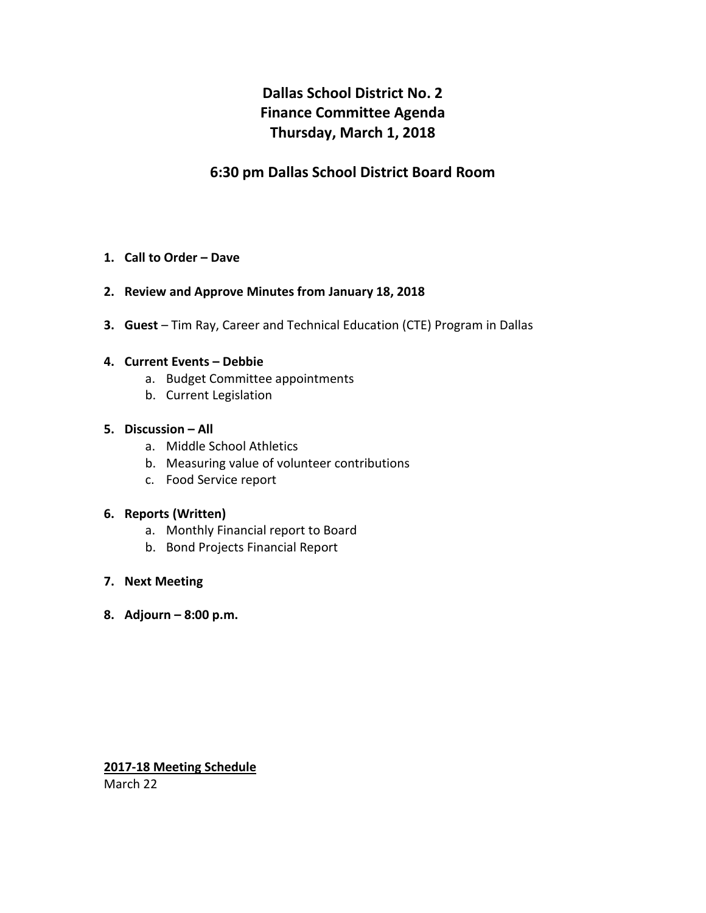# Dallas School District No. 2
# Finance Committee Agenda
# Thursday, March 1, 2018

## 6:30 pm Dallas School District Board Room

1. **Call to Order – Dave**

2. **Review and Approve Minutes from January 18, 2018**

3. **Guest** – Tim Ray, Career and Technical Education (CTE) Program in Dallas

4. **Current Events – Debbie**
   a. Budget Committee appointments
   b. Current Legislation

5. **Discussion – All**
   a. Middle School Athletics
   b. Measuring value of volunteer contributions
   c. Food Service report

6. **Reports (Written)**
   a. Monthly Financial report to Board
   b. Bond Projects Financial Report

7. **Next Meeting**

8. **Adjourn – 8:00 p.m.**

**<u>2017-18 Meeting Schedule</u>**
March 22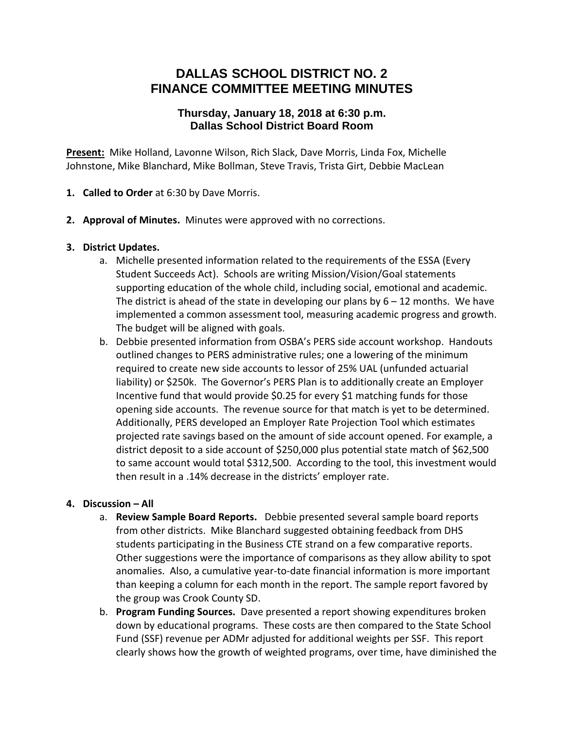# DALLAS SCHOOL DISTRICT NO. 2
# FINANCE COMMITTEE MEETING MINUTES

### Thursday, January 18, 2018 at 6:30 p.m.
### Dallas School District Board Room

**Present:** Mike Holland, Lavonne Wilson, Rich Slack, Dave Morris, Linda Fox, Michelle Johnstone, Mike Blanchard, Mike Bollman, Steve Travis, Trista Girt, Debbie MacLean

1. **Called to Order** at 6:30 by Dave Morris.

2. **Approval of Minutes.** Minutes were approved with no corrections.

3. **District Updates.**
   a. Michelle presented information related to the requirements of the ESSA (Every Student Succeeds Act). Schools are writing Mission/Vision/Goal statements supporting education of the whole child, including social, emotional and academic. The district is ahead of the state in developing our plans by 6 – 12 months. We have implemented a common assessment tool, measuring academic progress and growth. The budget will be aligned with goals.
   b. Debbie presented information from OSBA's PERS side account workshop. Handouts outlined changes to PERS administrative rules; one a lowering of the minimum required to create new side accounts to lessor of 25% UAL (unfunded actuarial liability) or $250k. The Governor's PERS Plan is to additionally create an Employer Incentive fund that would provide $0.25 for every $1 matching funds for those opening side accounts. The revenue source for that match is yet to be determined. Additionally, PERS developed an Employer Rate Projection Tool which estimates projected rate savings based on the amount of side account opened. For example, a district deposit to a side account of $250,000 plus potential state match of $62,500 to same account would total $312,500. According to the tool, this investment would then result in a .14% decrease in the districts' employer rate.

4. **Discussion – All**
   a. **Review Sample Board Reports.** Debbie presented several sample board reports from other districts. Mike Blanchard suggested obtaining feedback from DHS students participating in the Business CTE strand on a few comparative reports. Other suggestions were the importance of comparisons as they allow ability to spot anomalies. Also, a cumulative year-to-date financial information is more important than keeping a column for each month in the report. The sample report favored by the group was Crook County SD.
   b. **Program Funding Sources.** Dave presented a report showing expenditures broken down by educational programs. These costs are then compared to the State School Fund (SSF) revenue per ADMr adjusted for additional weights per SSF. This report clearly shows how the growth of weighted programs, over time, have diminished the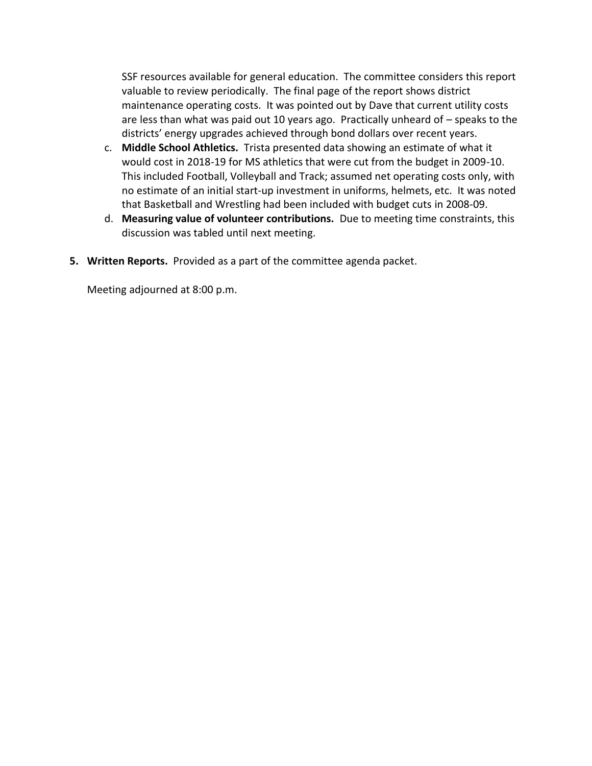SSF resources available for general education. The committee considers this report valuable to review periodically. The final page of the report shows district maintenance operating costs. It was pointed out by Dave that current utility costs are less than what was paid out 10 years ago. Practically unheard of – speaks to the districts' energy upgrades achieved through bond dollars over recent years.

c. **Middle School Athletics.** Trista presented data showing an estimate of what it would cost in 2018-19 for MS athletics that were cut from the budget in 2009-10. This included Football, Volleyball and Track; assumed net operating costs only, with no estimate of an initial start-up investment in uniforms, helmets, etc. It was noted that Basketball and Wrestling had been included with budget cuts in 2008-09.

d. **Measuring value of volunteer contributions.** Due to meeting time constraints, this discussion was tabled until next meeting.

**5. Written Reports.** Provided as a part of the committee agenda packet.

Meeting adjourned at 8:00 p.m.